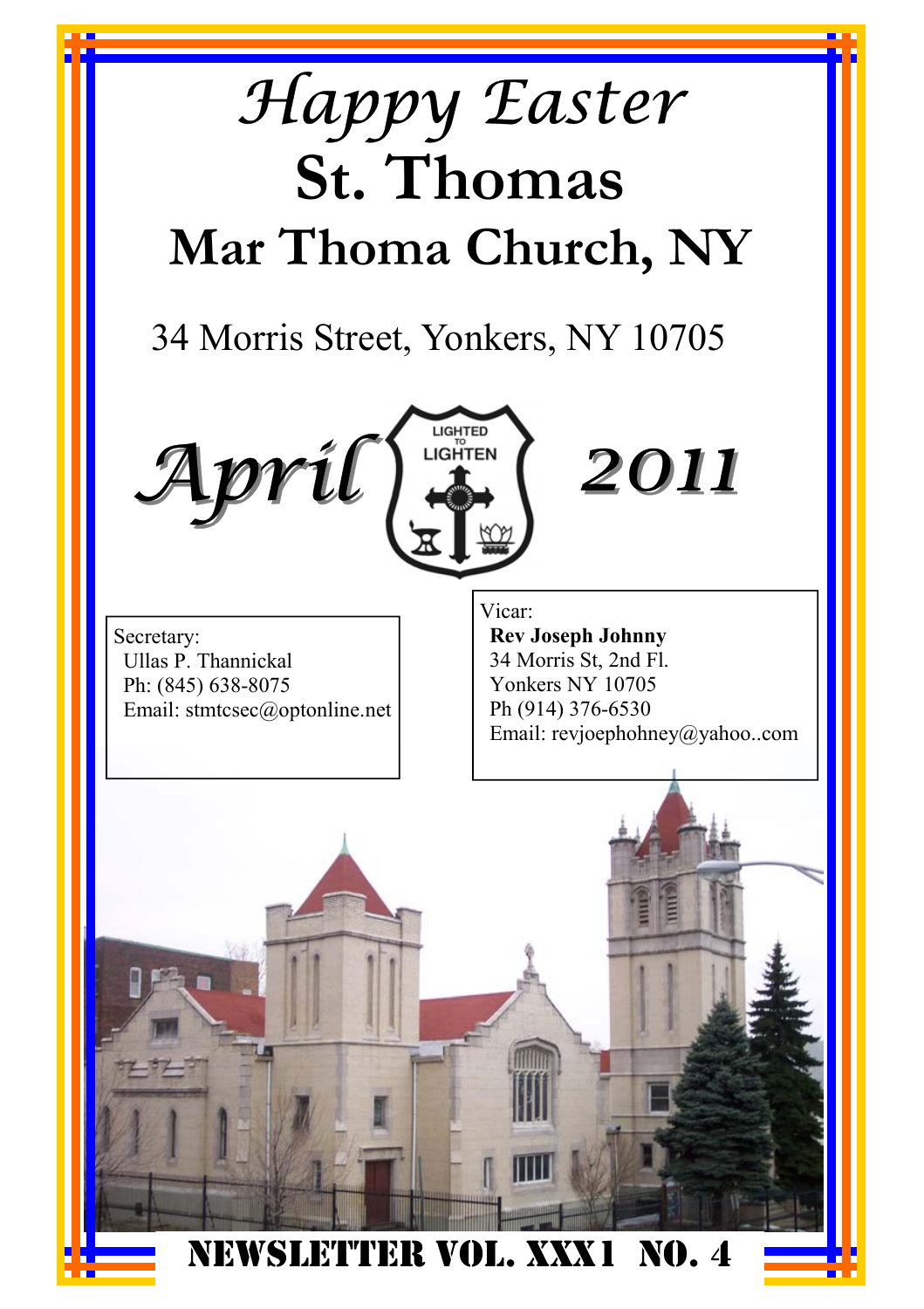# *Happy Easter*

# St. Thomas

## Mar Thoma Church, NY

34 Morris Street, Yonkers, NY 10705

***April*** LIGHTED TO LIGHTEN ***2011***

Secretary:
Ullas P. Thannickal
Ph: (845) 638-8075
Email: stmtcsec@optonline.net

Vicar:
**Rev Joseph Johnny**
34 Morris St, 2nd Fl.
Yonkers NY 10705
Ph (914) 376-6530
Email: revjoephohney@yahoo..com

## NEWSLETTER VOL. XXX1 NO. 4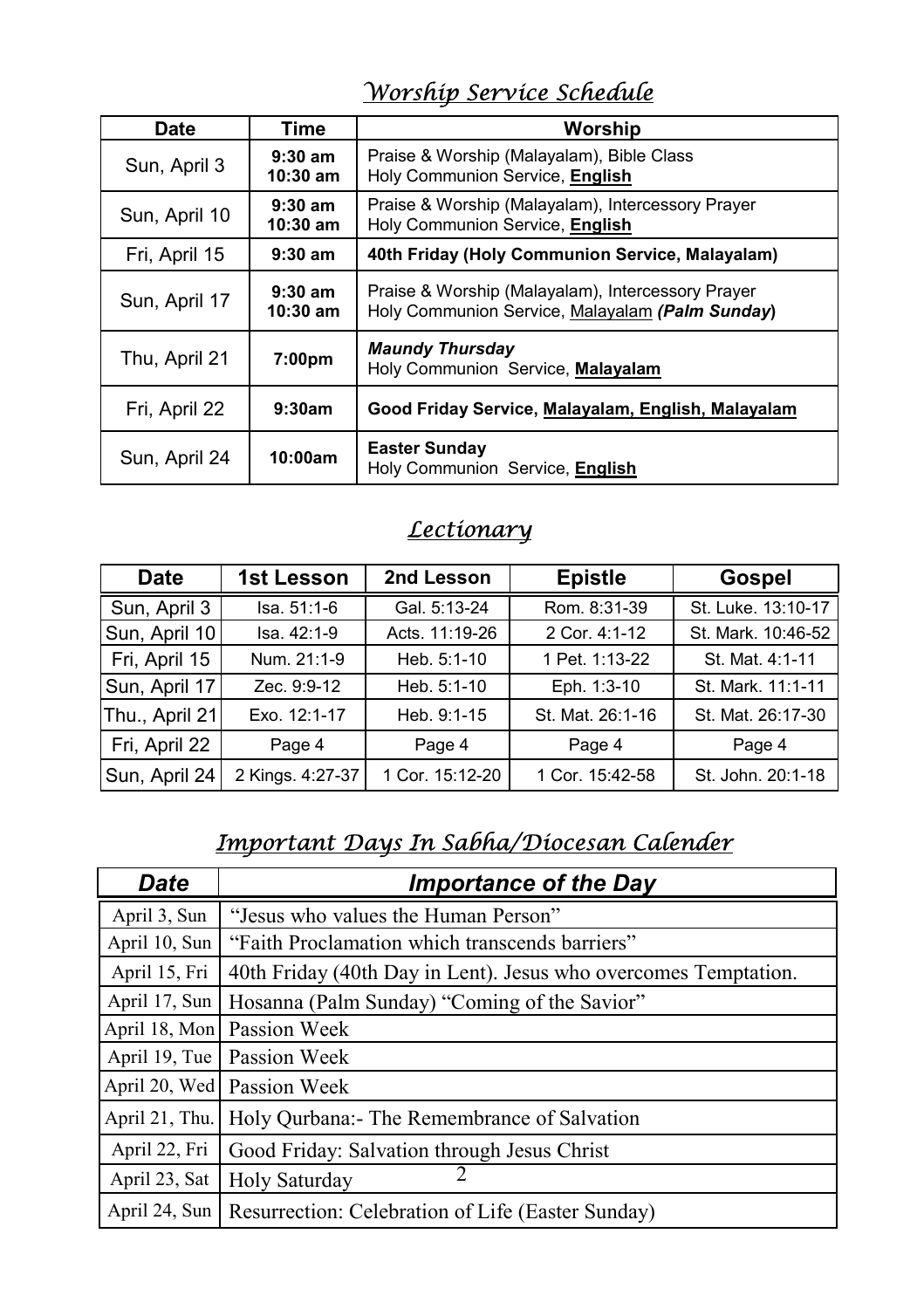## *Worship Service Schedule*

| Date | Time | Worship |
|---|---|---|
| Sun, April 3 | **9:30 am**<br>**10:30 am** | Praise & Worship (Malayalam), Bible Class<br>Holy Communion Service, **English** |
| Sun, April 10 | **9:30 am**<br>**10:30 am** | Praise & Worship (Malayalam), Intercessory Prayer<br>Holy Communion Service, **English** |
| Fri, April 15 | **9:30 am** | **40th Friday (Holy Communion Service, Malayalam)** |
| Sun, April 17 | **9:30 am**<br>**10:30 am** | Praise & Worship (Malayalam), Intercessory Prayer<br>Holy Communion Service, Malayalam ***(Palm Sunday)*** |
| Thu, April 21 | **7:00pm** | ***Maundy Thursday***<br>Holy Communion Service, **Malayalam** |
| Fri, April 22 | **9:30am** | **Good Friday Service, Malayalam, English, Malayalam** |
| Sun, April 24 | **10:00am** | **Easter Sunday**<br>Holy Communion Service, **English** |

## *Lectionary*

| Date | 1st Lesson | 2nd Lesson | Epistle | Gospel |
|---|---|---|---|---|
| Sun, April 3 | Isa. 51:1-6 | Gal. 5:13-24 | Rom. 8:31-39 | St. Luke. 13:10-17 |
| Sun, April 10 | Isa. 42:1-9 | Acts. 11:19-26 | 2 Cor. 4:1-12 | St. Mark. 10:46-52 |
| Fri, April 15 | Num. 21:1-9 | Heb. 5:1-10 | 1 Pet. 1:13-22 | St. Mat. 4:1-11 |
| Sun, April 17 | Zec. 9:9-12 | Heb. 5:1-10 | Eph. 1:3-10 | St. Mark. 11:1-11 |
| Thu., April 21 | Exo. 12:1-17 | Heb. 9:1-15 | St. Mat. 26:1-16 | St. Mat. 26:17-30 |
| Fri, April 22 | Page 4 | Page 4 | Page 4 | Page 4 |
| Sun, April 24 | 2 Kings. 4:27-37 | 1 Cor. 15:12-20 | 1 Cor. 15:42-58 | St. John. 20:1-18 |

## *Important Days In Sabha/Diocesan Calender*

| *Date* | *Importance of the Day* |
|---|---|
| April 3, Sun | "Jesus who values the Human Person" |
| April 10, Sun | "Faith Proclamation which transcends barriers" |
| April 15, Fri | 40th Friday (40th Day in Lent). Jesus who overcomes Temptation. |
| April 17, Sun | Hosanna (Palm Sunday) "Coming of the Savior" |
| April 18, Mon | Passion Week |
| April 19, Tue | Passion Week |
| April 20, Wed | Passion Week |
| April 21, Thu. | Holy Qurbana:- The Remembrance of Salvation |
| April 22, Fri | Good Friday: Salvation through Jesus Christ |
| April 23, Sat | Holy Saturday |
| April 24, Sun | Resurrection: Celebration of Life (Easter Sunday) |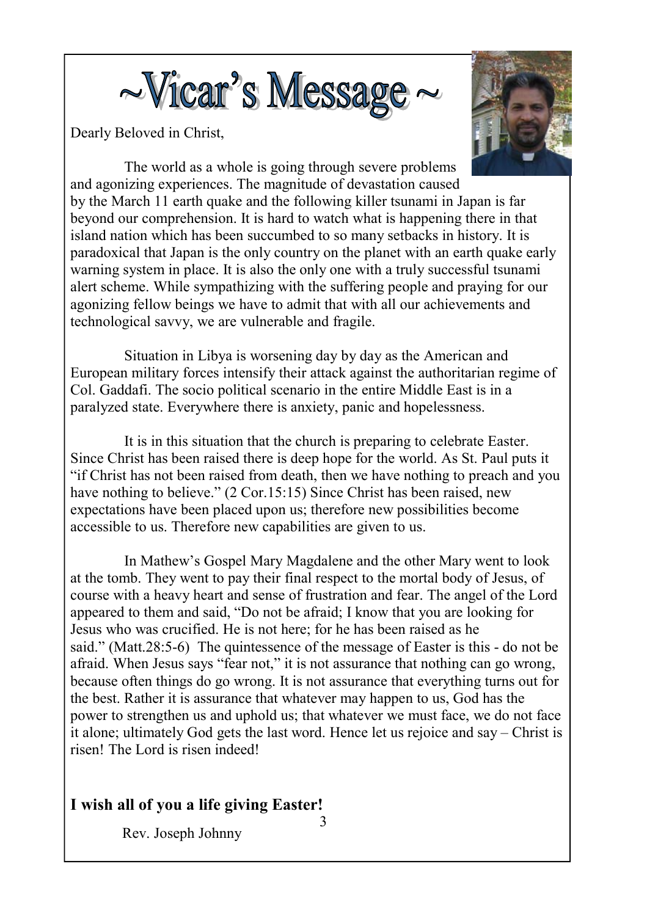# ~Vicar's Message ~

Dearly Beloved in Christ,

The world as a whole is going through severe problems and agonizing experiences. The magnitude of devastation caused by the March 11 earth quake and the following killer tsunami in Japan is far beyond our comprehension. It is hard to watch what is happening there in that island nation which has been succumbed to so many setbacks in history. It is paradoxical that Japan is the only country on the planet with an earth quake early warning system in place. It is also the only one with a truly successful tsunami alert scheme. While sympathizing with the suffering people and praying for our agonizing fellow beings we have to admit that with all our achievements and technological savvy, we are vulnerable and fragile.

Situation in Libya is worsening day by day as the American and European military forces intensify their attack against the authoritarian regime of Col. Gaddafi. The socio political scenario in the entire Middle East is in a paralyzed state. Everywhere there is anxiety, panic and hopelessness.

It is in this situation that the church is preparing to celebrate Easter. Since Christ has been raised there is deep hope for the world. As St. Paul puts it "if Christ has not been raised from death, then we have nothing to preach and you have nothing to believe." (2 Cor.15:15) Since Christ has been raised, new expectations have been placed upon us; therefore new possibilities become accessible to us. Therefore new capabilities are given to us.

In Mathew's Gospel Mary Magdalene and the other Mary went to look at the tomb. They went to pay their final respect to the mortal body of Jesus, of course with a heavy heart and sense of frustration and fear. The angel of the Lord appeared to them and said, "Do not be afraid; I know that you are looking for Jesus who was crucified. He is not here; for he has been raised as he said." (Matt.28:5-6) The quintessence of the message of Easter is this - do not be afraid. When Jesus says "fear not," it is not assurance that nothing can go wrong, because often things do go wrong. It is not assurance that everything turns out for the best. Rather it is assurance that whatever may happen to us, God has the power to strengthen us and uphold us; that whatever we must face, we do not face it alone; ultimately God gets the last word. Hence let us rejoice and say – Christ is risen! The Lord is risen indeed!

**I wish all of you a life giving Easter!**

Rev. Joseph Johnny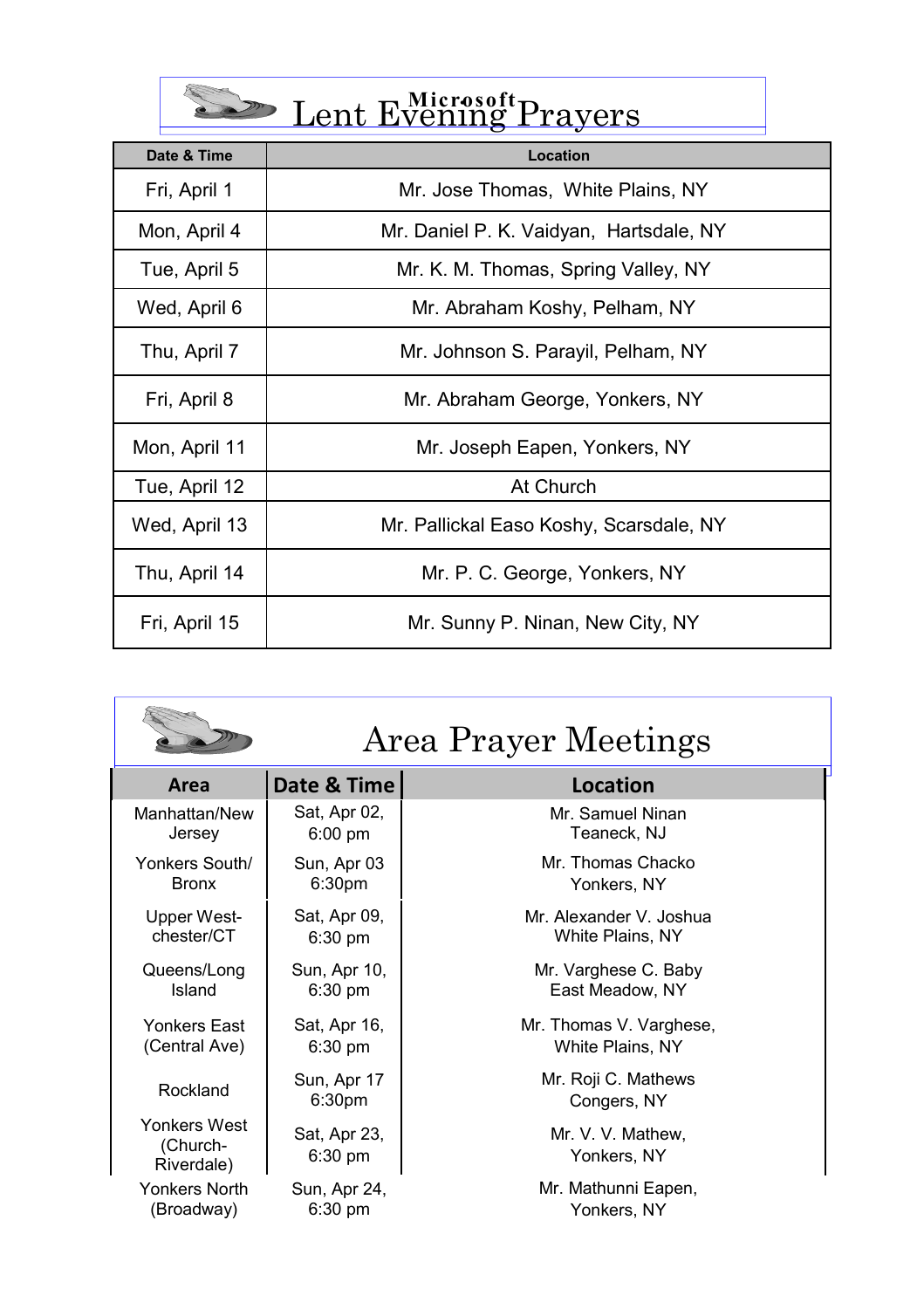# Lent Evening Prayers

| Date & Time | Location |
|---|---|
| Fri, April 1 | Mr. Jose Thomas, White Plains, NY |
| Mon, April 4 | Mr. Daniel P. K. Vaidyan, Hartsdale, NY |
| Tue, April 5 | Mr. K. M. Thomas, Spring Valley, NY |
| Wed, April 6 | Mr. Abraham Koshy, Pelham, NY |
| Thu, April 7 | Mr. Johnson S. Parayil, Pelham, NY |
| Fri, April 8 | Mr. Abraham George, Yonkers, NY |
| Mon, April 11 | Mr. Joseph Eapen, Yonkers, NY |
| Tue, April 12 | At Church |
| Wed, April 13 | Mr. Pallickal Easo Koshy, Scarsdale, NY |
| Thu, April 14 | Mr. P. C. George, Yonkers, NY |
| Fri, April 15 | Mr. Sunny P. Ninan, New City, NY |

# Area Prayer Meetings

| Area | Date & Time | Location |
|---|---|---|
| Manhattan/New Jersey | Sat, Apr 02, 6:00 pm | Mr. Samuel Ninan Teaneck, NJ |
| Yonkers South/ Bronx | Sun, Apr 03 6:30pm | Mr. Thomas Chacko Yonkers, NY |
| Upper West-chester/CT | Sat, Apr 09, 6:30 pm | Mr. Alexander V. Joshua White Plains, NY |
| Queens/Long Island | Sun, Apr 10, 6:30 pm | Mr. Varghese C. Baby East Meadow, NY |
| Yonkers East (Central Ave) | Sat, Apr 16, 6:30 pm | Mr. Thomas V. Varghese, White Plains, NY |
| Rockland | Sun, Apr 17 6:30pm | Mr. Roji C. Mathews Congers, NY |
| Yonkers West (Church-Riverdale) | Sat, Apr 23, 6:30 pm | Mr. V. V. Mathew, Yonkers, NY |
| Yonkers North (Broadway) | Sun, Apr 24, 6:30 pm | Mr. Mathunni Eapen, Yonkers, NY |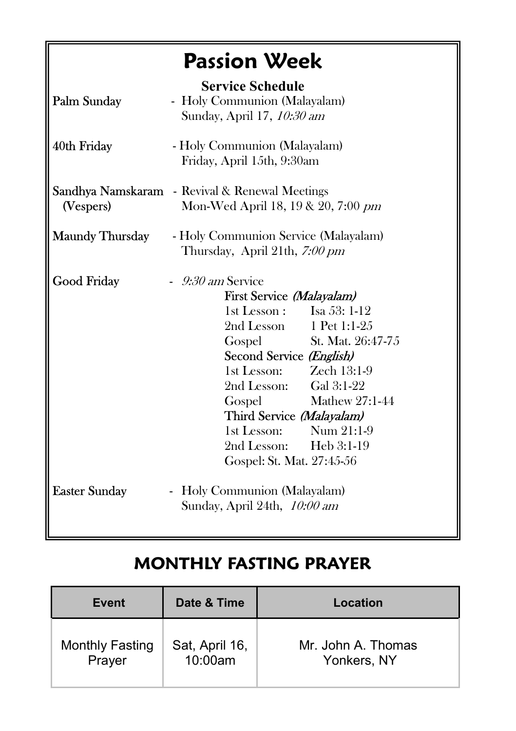# Passion Week

### Service Schedule

**Palm Sunday** - Holy Communion (Malayalam)
Sunday, April 17, *10:30 am*

**40th Friday** - Holy Communion (Malayalam)
Friday, April 15th, 9:30am

**Sandhya Namskaram (Vespers)** - Revival & Renewal Meetings
Mon-Wed April 18, 19 & 20, 7:00 *pm*

**Maundy Thursday** - Holy Communion Service (Malayalam)
Thursday, April 21th, *7:00 pm*

**Good Friday** - *9:30 am* Service

**First Service *(Malayalam)***
1st Lesson : Isa 53: 1-12
2nd Lesson 1 Pet 1:1-25
Gospel St. Mat. 26:47-75

**Second Service *(English)***
1st Lesson: Zech 13:1-9
2nd Lesson: Gal 3:1-22
Gospel Mathew 27:1-44

**Third Service *(Malayalam)***
1st Lesson: Num 21:1-9
2nd Lesson: Heb 3:1-19
Gospel: St. Mat. 27:45-56

**Easter Sunday** - Holy Communion (Malayalam)
Sunday, April 24th, *10:00 am*

## MONTHLY FASTING PRAYER

| Event | Date & Time | Location |
|---|---|---|
| Monthly Fasting Prayer | Sat, April 16, 10:00am | Mr. John A. Thomas Yonkers, NY |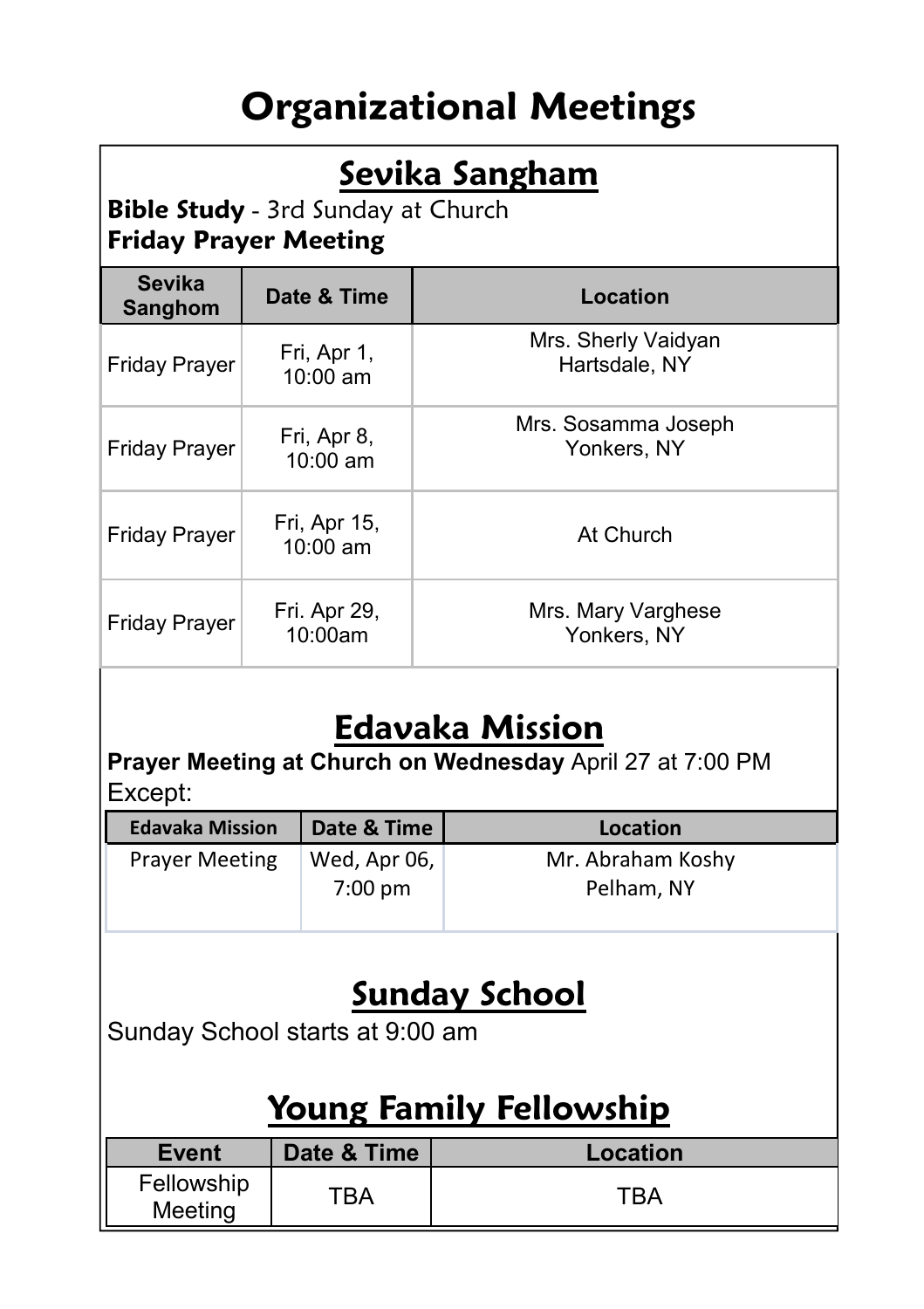# Organizational Meetings

## Sevika Sangham

**Bible Study** - 3rd Sunday at Church
**Friday Prayer Meeting**

| Sevika Sanghom | Date & Time | Location |
|---|---|---|
| Friday Prayer | Fri, Apr 1, 10:00 am | Mrs. Sherly Vaidyan Hartsdale, NY |
| Friday Prayer | Fri, Apr 8, 10:00 am | Mrs. Sosamma Joseph Yonkers, NY |
| Friday Prayer | Fri, Apr 15, 10:00 am | At Church |
| Friday Prayer | Fri. Apr 29, 10:00am | Mrs. Mary Varghese Yonkers, NY |

## Edavaka Mission

**Prayer Meeting at Church on Wednesday** April 27 at 7:00 PM
Except:

| Edavaka Mission | Date & Time | Location |
|---|---|---|
| Prayer Meeting | Wed, Apr 06, 7:00 pm | Mr. Abraham Koshy Pelham, NY |

## Sunday School

Sunday School starts at 9:00 am

## Young Family Fellowship

| Event | Date & Time | Location |
|---|---|---|
| Fellowship Meeting | TBA | TBA |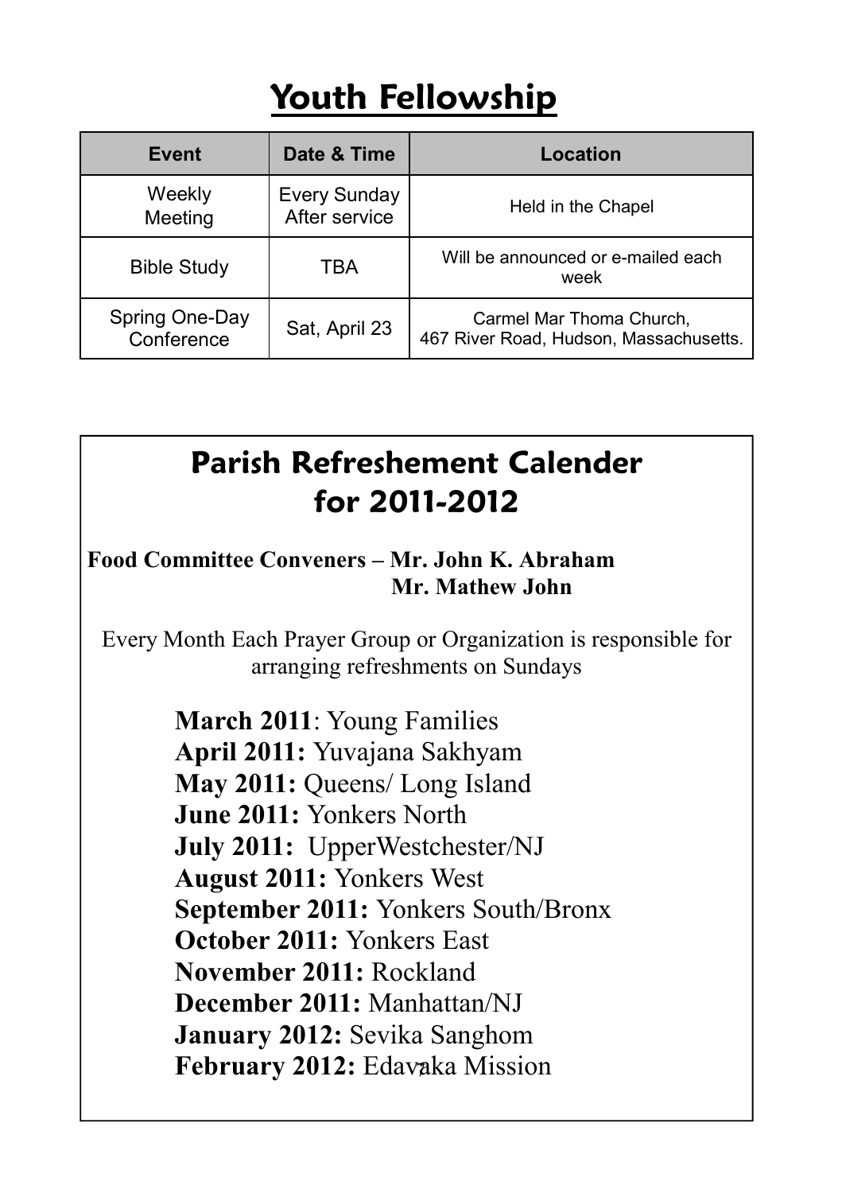# Youth Fellowship

| Event | Date & Time | Location |
| --- | --- | --- |
| Weekly Meeting | Every Sunday After service | Held in the Chapel |
| Bible Study | TBA | Will be announced or e-mailed each week |
| Spring One-Day Conference | Sat, April 23 | Carmel Mar Thoma Church, 467 River Road, Hudson, Massachusetts. |

## Parish Refreshement Calender for 2011-2012

**Food Committee Conveners – Mr. John K. Abraham**
**Mr. Mathew John**

Every Month Each Prayer Group or Organization is responsible for arranging refreshments on Sundays

**March 2011**: Young Families
**April 2011:** Yuvajana Sakhyam
**May 2011:** Queens/ Long Island
**June 2011:** Yonkers North
**July 2011:** UpperWestchester/NJ
**August 2011:** Yonkers West
**September 2011:** Yonkers South/Bronx
**October 2011:** Yonkers East
**November 2011:** Rockland
**December 2011:** Manhattan/NJ
**January 2012:** Sevika Sanghom
**February 2012:** Edavaka Mission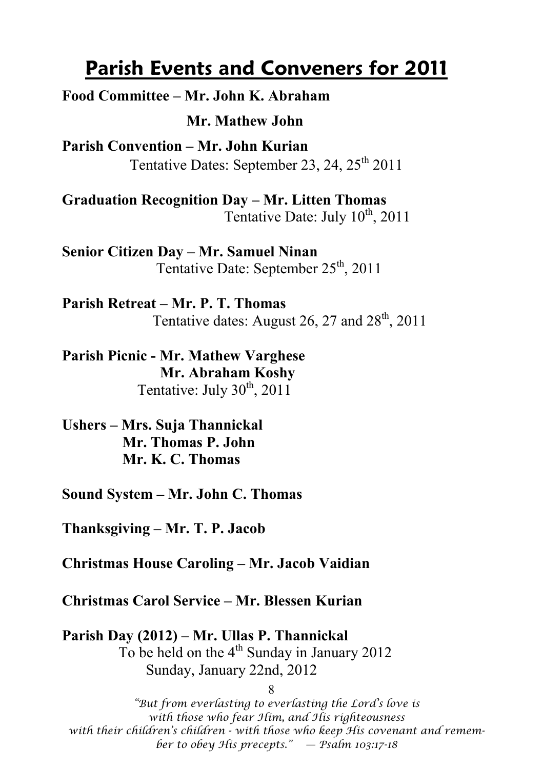# Parish Events and Conveners for 2011

**Food Committee – Mr. John K. Abraham**

**Mr. Mathew John**

**Parish Convention – Mr. John Kurian**

Tentative Dates: September 23, 24, 25th 2011

**Graduation Recognition Day – Mr. Litten Thomas**

Tentative Date: July 10th, 2011

**Senior Citizen Day – Mr. Samuel Ninan**

Tentative Date: September 25th, 2011

**Parish Retreat – Mr. P. T. Thomas**

Tentative dates: August 26, 27 and 28th, 2011

**Parish Picnic - Mr. Mathew Varghese**

**Mr. Abraham Koshy**

Tentative: July 30th, 2011

**Ushers – Mrs. Suja Thannickal**

**Mr. Thomas P. John**

**Mr. K. C. Thomas**

**Sound System – Mr. John C. Thomas**

**Thanksgiving – Mr. T. P. Jacob**

**Christmas House Caroling – Mr. Jacob Vaidian**

**Christmas Carol Service – Mr. Blessen Kurian**

**Parish Day (2012) – Mr. Ullas P. Thannickal**

To be held on the 4th Sunday in January 2012

Sunday, January 22nd, 2012

*"But from everlasting to everlasting the Lord's love is with those who fear Him, and His righteousness with their children's children - with those who keep His covenant and remember to obey His precepts." — Psalm 103:17-18*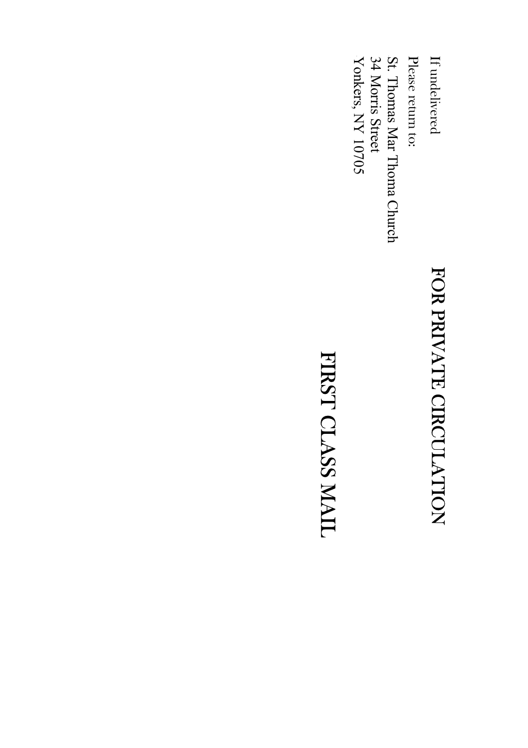If undelivered

Please return to:

St. Thomas Mar Thoma Church
34 Morris Street
Yonkers, NY 10705

**FOR PRIVATE CIRCULATION**

**FIRST CLASS MAIL**